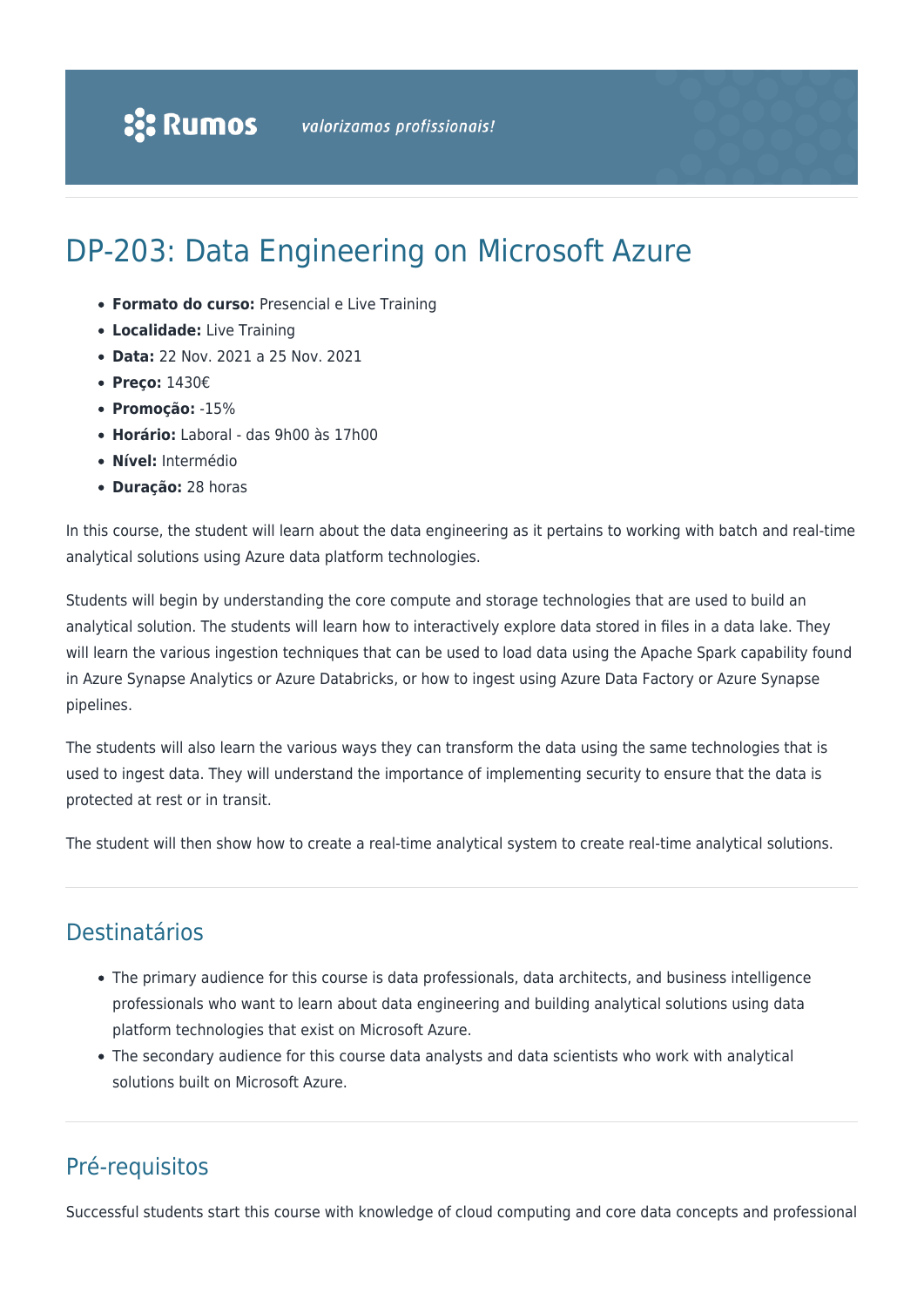# DP-203: Data Engineering on Microsoft Azure

- **Formato do curso:** Presencial e Live Training
- **Localidade:** Live Training
- **Data:** 22 Nov. 2021 a 25 Nov. 2021
- **Preço:** 1430€
- **Promoção:** -15%
- **Horário:** Laboral - das 9h00 às 17h00
- **Nível:** Intermédio
- **Duração:** 28 horas

In this course, the student will learn about the data engineering as it pertains to working with batch and real-time analytical solutions using Azure data platform technologies.

Students will begin by understanding the core compute and storage technologies that are used to build an analytical solution. The students will learn how to interactively explore data stored in files in a data lake. They will learn the various ingestion techniques that can be used to load data using the Apache Spark capability found in Azure Synapse Analytics or Azure Databricks, or how to ingest using Azure Data Factory or Azure Synapse pipelines.

The students will also learn the various ways they can transform the data using the same technologies that is used to ingest data. They will understand the importance of implementing security to ensure that the data is protected at rest or in transit.

The student will then show how to create a real-time analytical system to create real-time analytical solutions.

## Destinatários

- The primary audience for this course is data professionals, data architects, and business intelligence professionals who want to learn about data engineering and building analytical solutions using data platform technologies that exist on Microsoft Azure.
- The secondary audience for this course data analysts and data scientists who work with analytical solutions built on Microsoft Azure.

## Pré-requisitos

Successful students start this course with knowledge of cloud computing and core data concepts and professional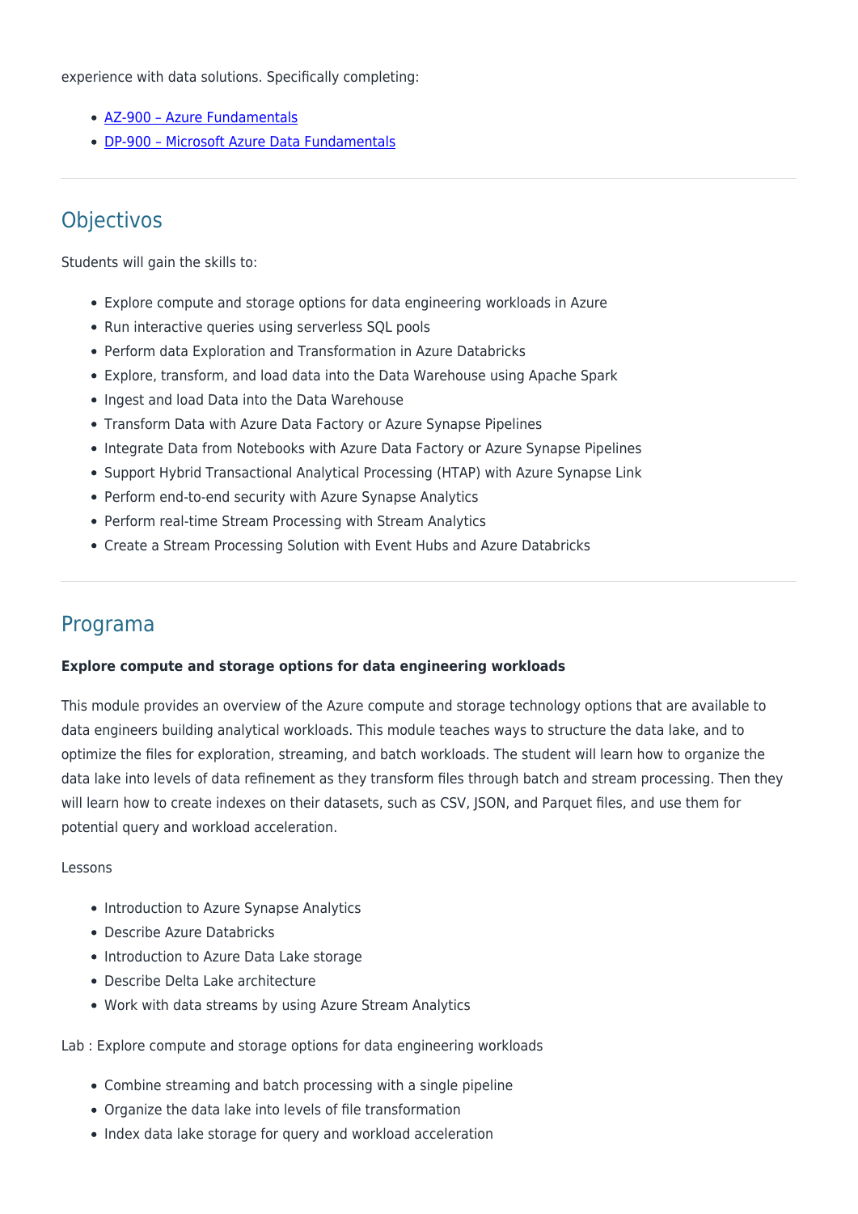experience with data solutions. Specifically completing:

- [AZ-900 – Azure Fundamentals]()
- [DP-900 – Microsoft Azure Data Fundamentals]()

---

## Objectivos

Students will gain the skills to:

- Explore compute and storage options for data engineering workloads in Azure
- Run interactive queries using serverless SQL pools
- Perform data Exploration and Transformation in Azure Databricks
- Explore, transform, and load data into the Data Warehouse using Apache Spark
- Ingest and load Data into the Data Warehouse
- Transform Data with Azure Data Factory or Azure Synapse Pipelines
- Integrate Data from Notebooks with Azure Data Factory or Azure Synapse Pipelines
- Support Hybrid Transactional Analytical Processing (HTAP) with Azure Synapse Link
- Perform end-to-end security with Azure Synapse Analytics
- Perform real-time Stream Processing with Stream Analytics
- Create a Stream Processing Solution with Event Hubs and Azure Databricks

---

## Programa

**Explore compute and storage options for data engineering workloads**

This module provides an overview of the Azure compute and storage technology options that are available to data engineers building analytical workloads. This module teaches ways to structure the data lake, and to optimize the files for exploration, streaming, and batch workloads. The student will learn how to organize the data lake into levels of data refinement as they transform files through batch and stream processing. Then they will learn how to create indexes on their datasets, such as CSV, JSON, and Parquet files, and use them for potential query and workload acceleration.

Lessons

- Introduction to Azure Synapse Analytics
- Describe Azure Databricks
- Introduction to Azure Data Lake storage
- Describe Delta Lake architecture
- Work with data streams by using Azure Stream Analytics

Lab : Explore compute and storage options for data engineering workloads

- Combine streaming and batch processing with a single pipeline
- Organize the data lake into levels of file transformation
- Index data lake storage for query and workload acceleration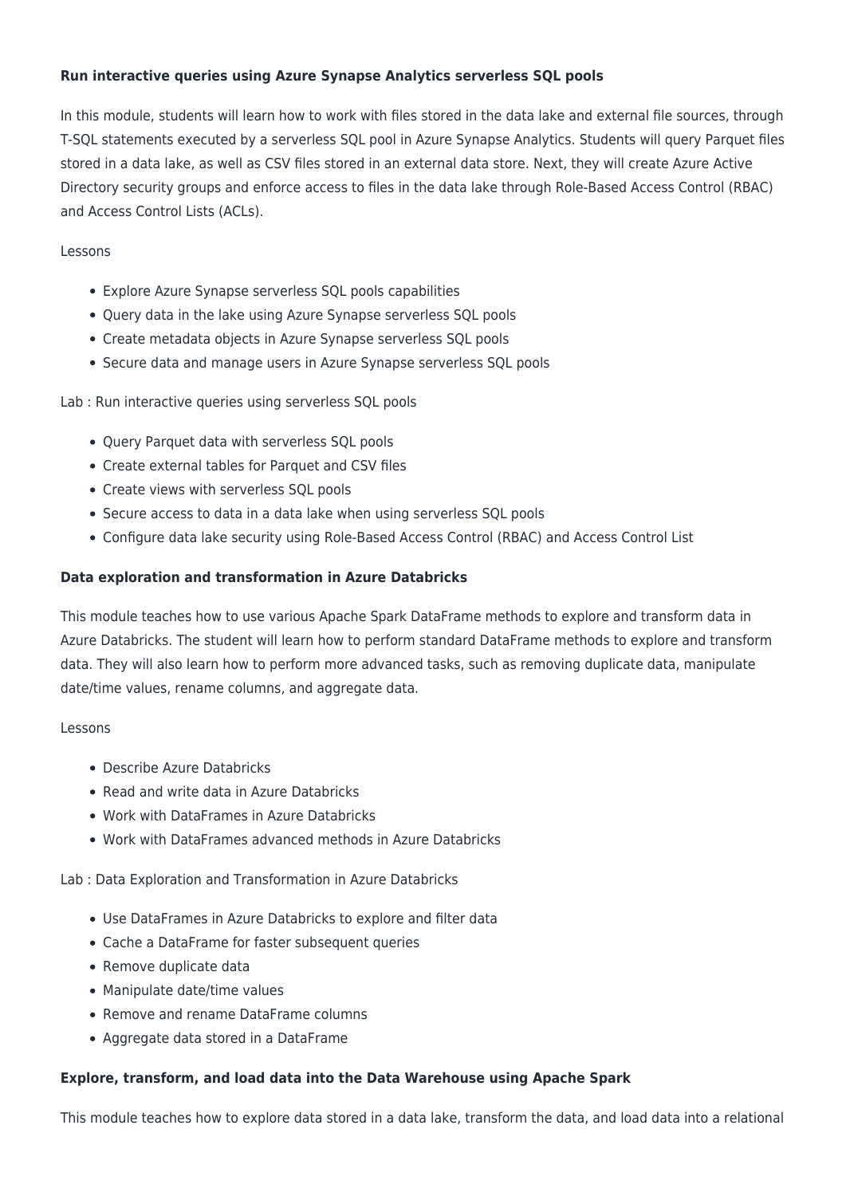**Run interactive queries using Azure Synapse Analytics serverless SQL pools**

In this module, students will learn how to work with files stored in the data lake and external file sources, through T-SQL statements executed by a serverless SQL pool in Azure Synapse Analytics. Students will query Parquet files stored in a data lake, as well as CSV files stored in an external data store. Next, they will create Azure Active Directory security groups and enforce access to files in the data lake through Role-Based Access Control (RBAC) and Access Control Lists (ACLs).

Lessons

- Explore Azure Synapse serverless SQL pools capabilities
- Query data in the lake using Azure Synapse serverless SQL pools
- Create metadata objects in Azure Synapse serverless SQL pools
- Secure data and manage users in Azure Synapse serverless SQL pools

Lab : Run interactive queries using serverless SQL pools

- Query Parquet data with serverless SQL pools
- Create external tables for Parquet and CSV files
- Create views with serverless SQL pools
- Secure access to data in a data lake when using serverless SQL pools
- Configure data lake security using Role-Based Access Control (RBAC) and Access Control List

**Data exploration and transformation in Azure Databricks**

This module teaches how to use various Apache Spark DataFrame methods to explore and transform data in Azure Databricks. The student will learn how to perform standard DataFrame methods to explore and transform data. They will also learn how to perform more advanced tasks, such as removing duplicate data, manipulate date/time values, rename columns, and aggregate data.

Lessons

- Describe Azure Databricks
- Read and write data in Azure Databricks
- Work with DataFrames in Azure Databricks
- Work with DataFrames advanced methods in Azure Databricks

Lab : Data Exploration and Transformation in Azure Databricks

- Use DataFrames in Azure Databricks to explore and filter data
- Cache a DataFrame for faster subsequent queries
- Remove duplicate data
- Manipulate date/time values
- Remove and rename DataFrame columns
- Aggregate data stored in a DataFrame

**Explore, transform, and load data into the Data Warehouse using Apache Spark**

This module teaches how to explore data stored in a data lake, transform the data, and load data into a relational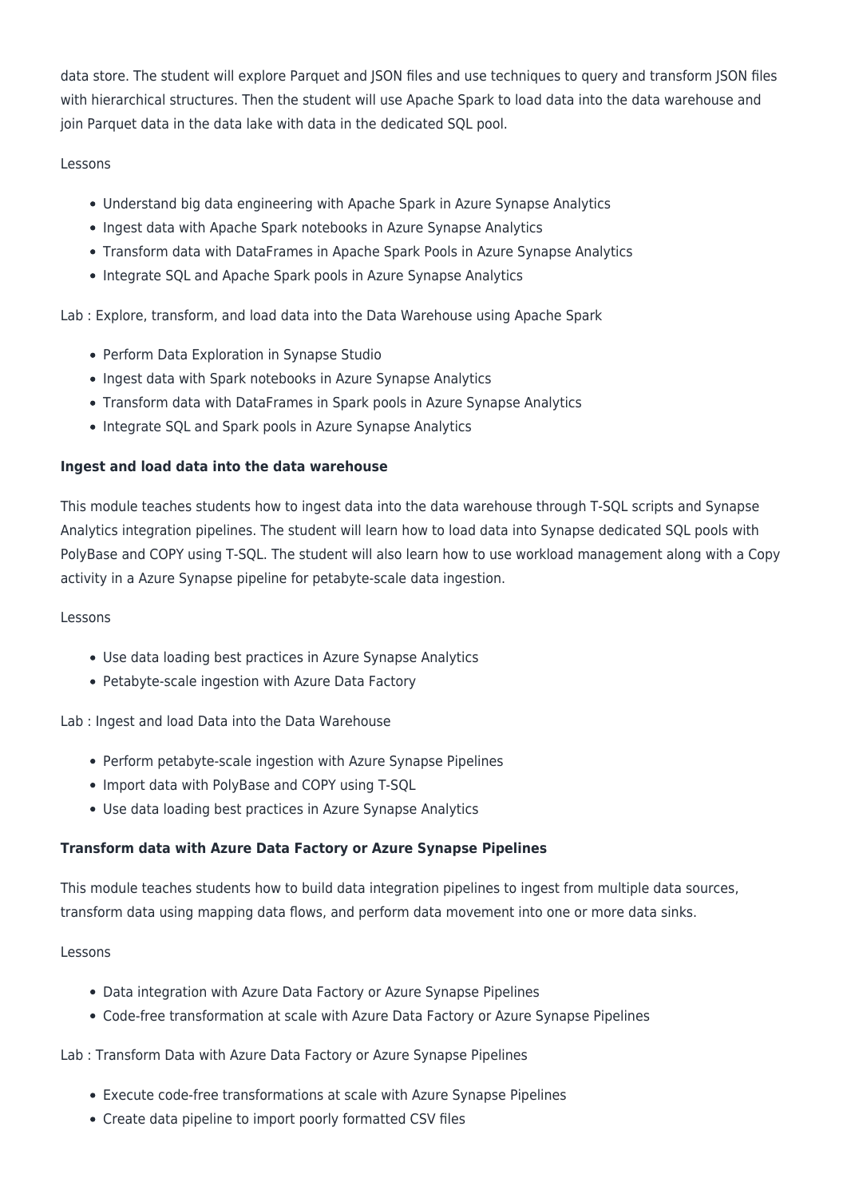data store. The student will explore Parquet and JSON files and use techniques to query and transform JSON files with hierarchical structures. Then the student will use Apache Spark to load data into the data warehouse and join Parquet data in the data lake with data in the dedicated SQL pool.

Lessons

- Understand big data engineering with Apache Spark in Azure Synapse Analytics
- Ingest data with Apache Spark notebooks in Azure Synapse Analytics
- Transform data with DataFrames in Apache Spark Pools in Azure Synapse Analytics
- Integrate SQL and Apache Spark pools in Azure Synapse Analytics

Lab : Explore, transform, and load data into the Data Warehouse using Apache Spark

- Perform Data Exploration in Synapse Studio
- Ingest data with Spark notebooks in Azure Synapse Analytics
- Transform data with DataFrames in Spark pools in Azure Synapse Analytics
- Integrate SQL and Spark pools in Azure Synapse Analytics

**Ingest and load data into the data warehouse**

This module teaches students how to ingest data into the data warehouse through T-SQL scripts and Synapse Analytics integration pipelines. The student will learn how to load data into Synapse dedicated SQL pools with PolyBase and COPY using T-SQL. The student will also learn how to use workload management along with a Copy activity in a Azure Synapse pipeline for petabyte-scale data ingestion.

Lessons

- Use data loading best practices in Azure Synapse Analytics
- Petabyte-scale ingestion with Azure Data Factory

Lab : Ingest and load Data into the Data Warehouse

- Perform petabyte-scale ingestion with Azure Synapse Pipelines
- Import data with PolyBase and COPY using T-SQL
- Use data loading best practices in Azure Synapse Analytics

**Transform data with Azure Data Factory or Azure Synapse Pipelines**

This module teaches students how to build data integration pipelines to ingest from multiple data sources, transform data using mapping data flows, and perform data movement into one or more data sinks.

Lessons

- Data integration with Azure Data Factory or Azure Synapse Pipelines
- Code-free transformation at scale with Azure Data Factory or Azure Synapse Pipelines

Lab : Transform Data with Azure Data Factory or Azure Synapse Pipelines

- Execute code-free transformations at scale with Azure Synapse Pipelines
- Create data pipeline to import poorly formatted CSV files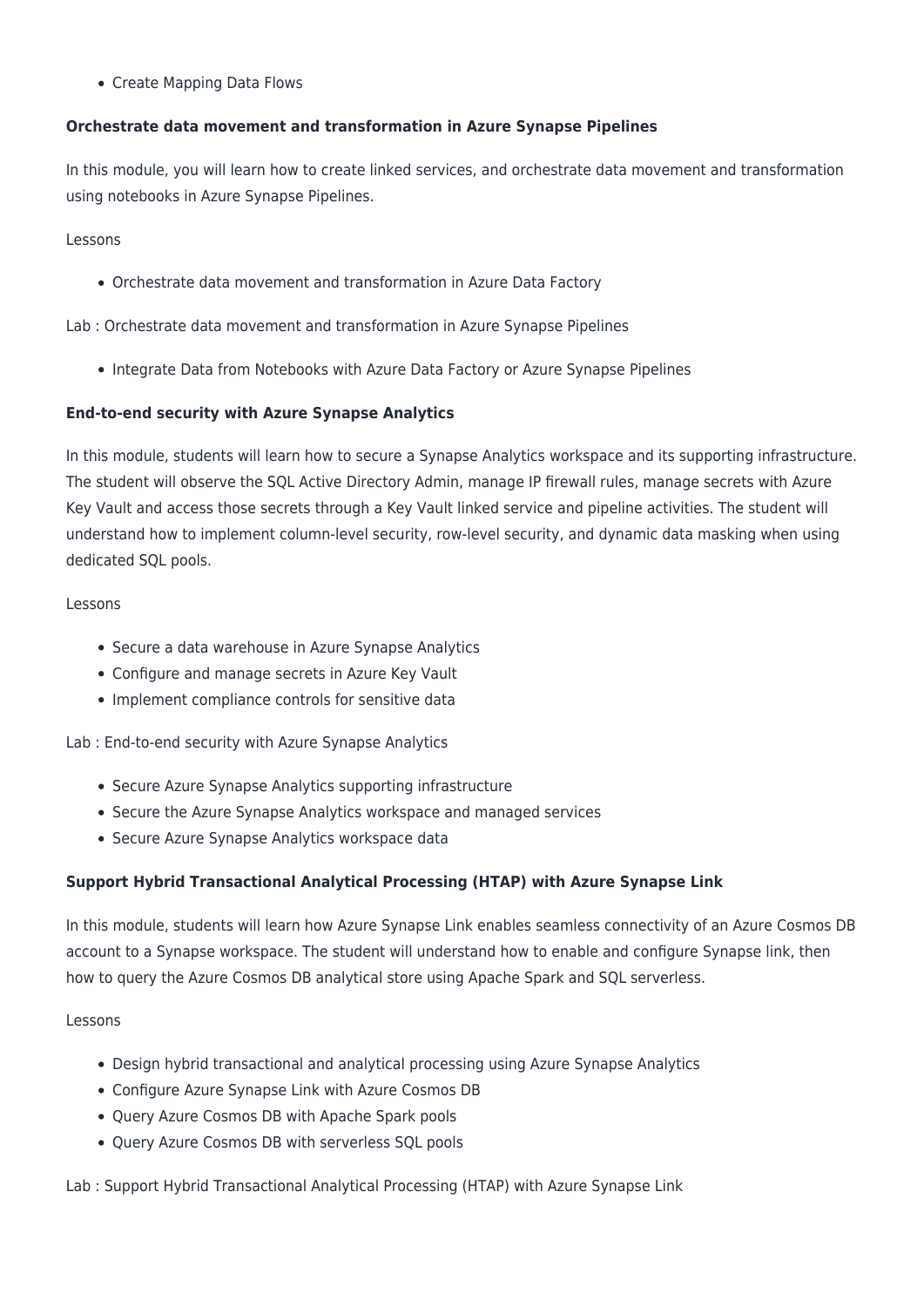- Create Mapping Data Flows

**Orchestrate data movement and transformation in Azure Synapse Pipelines**

In this module, you will learn how to create linked services, and orchestrate data movement and transformation using notebooks in Azure Synapse Pipelines.

Lessons

- Orchestrate data movement and transformation in Azure Data Factory

Lab : Orchestrate data movement and transformation in Azure Synapse Pipelines

- Integrate Data from Notebooks with Azure Data Factory or Azure Synapse Pipelines

**End-to-end security with Azure Synapse Analytics**

In this module, students will learn how to secure a Synapse Analytics workspace and its supporting infrastructure. The student will observe the SQL Active Directory Admin, manage IP firewall rules, manage secrets with Azure Key Vault and access those secrets through a Key Vault linked service and pipeline activities. The student will understand how to implement column-level security, row-level security, and dynamic data masking when using dedicated SQL pools.

Lessons

- Secure a data warehouse in Azure Synapse Analytics
- Configure and manage secrets in Azure Key Vault
- Implement compliance controls for sensitive data

Lab : End-to-end security with Azure Synapse Analytics

- Secure Azure Synapse Analytics supporting infrastructure
- Secure the Azure Synapse Analytics workspace and managed services
- Secure Azure Synapse Analytics workspace data

**Support Hybrid Transactional Analytical Processing (HTAP) with Azure Synapse Link**

In this module, students will learn how Azure Synapse Link enables seamless connectivity of an Azure Cosmos DB account to a Synapse workspace. The student will understand how to enable and configure Synapse link, then how to query the Azure Cosmos DB analytical store using Apache Spark and SQL serverless.

Lessons

- Design hybrid transactional and analytical processing using Azure Synapse Analytics
- Configure Azure Synapse Link with Azure Cosmos DB
- Query Azure Cosmos DB with Apache Spark pools
- Query Azure Cosmos DB with serverless SQL pools

Lab : Support Hybrid Transactional Analytical Processing (HTAP) with Azure Synapse Link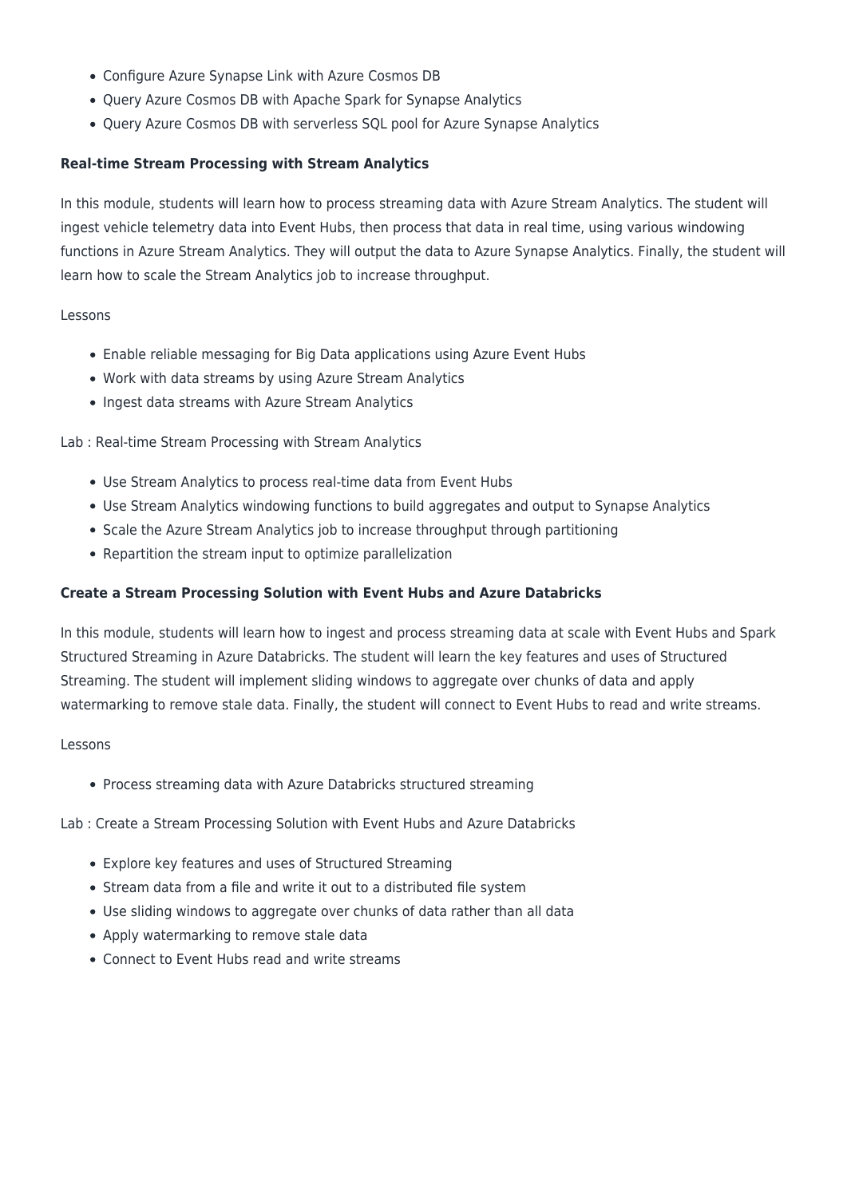- Configure Azure Synapse Link with Azure Cosmos DB
- Query Azure Cosmos DB with Apache Spark for Synapse Analytics
- Query Azure Cosmos DB with serverless SQL pool for Azure Synapse Analytics

**Real-time Stream Processing with Stream Analytics**

In this module, students will learn how to process streaming data with Azure Stream Analytics. The student will ingest vehicle telemetry data into Event Hubs, then process that data in real time, using various windowing functions in Azure Stream Analytics. They will output the data to Azure Synapse Analytics. Finally, the student will learn how to scale the Stream Analytics job to increase throughput.

Lessons

- Enable reliable messaging for Big Data applications using Azure Event Hubs
- Work with data streams by using Azure Stream Analytics
- Ingest data streams with Azure Stream Analytics

Lab : Real-time Stream Processing with Stream Analytics

- Use Stream Analytics to process real-time data from Event Hubs
- Use Stream Analytics windowing functions to build aggregates and output to Synapse Analytics
- Scale the Azure Stream Analytics job to increase throughput through partitioning
- Repartition the stream input to optimize parallelization

**Create a Stream Processing Solution with Event Hubs and Azure Databricks**

In this module, students will learn how to ingest and process streaming data at scale with Event Hubs and Spark Structured Streaming in Azure Databricks. The student will learn the key features and uses of Structured Streaming. The student will implement sliding windows to aggregate over chunks of data and apply watermarking to remove stale data. Finally, the student will connect to Event Hubs to read and write streams.

Lessons

- Process streaming data with Azure Databricks structured streaming

Lab : Create a Stream Processing Solution with Event Hubs and Azure Databricks

- Explore key features and uses of Structured Streaming
- Stream data from a file and write it out to a distributed file system
- Use sliding windows to aggregate over chunks of data rather than all data
- Apply watermarking to remove stale data
- Connect to Event Hubs read and write streams